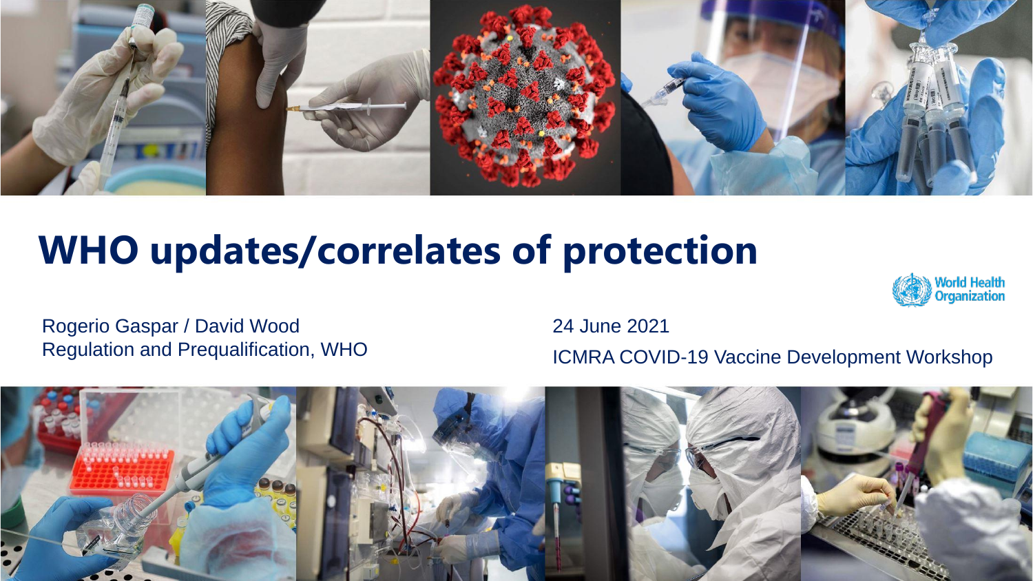# WHO updates/correlates of protection

Rogerio Gaspar / David Wood
Regulation and Prequalification, WHO

24 June 2021
ICMRA COVID-19 Vaccine Development Workshop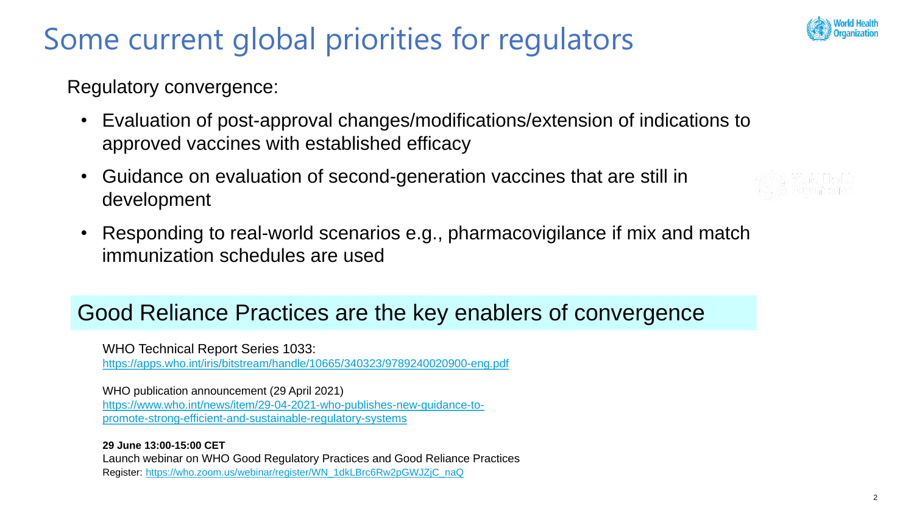# Some current global priorities for regulators

Regulatory convergence:

- Evaluation of post-approval changes/modifications/extension of indications to approved vaccines with established efficacy
- Guidance on evaluation of second-generation vaccines that are still in development
- Responding to real-world scenarios e.g., pharmacovigilance if mix and match immunization schedules are used

## Good Reliance Practices are the key enablers of convergence

WHO Technical Report Series 1033:
https://apps.who.int/iris/bitstream/handle/10665/340323/9789240020900-eng.pdf

WHO publication announcement (29 April 2021)
https://www.who.int/news/item/29-04-2021-who-publishes-new-guidance-to-promote-strong-efficient-and-sustainable-regulatory-systems

**29 June 13:00-15:00 CET**
Launch webinar on WHO Good Regulatory Practices and Good Reliance Practices
Register: https://who.zoom.us/webinar/register/WN_1dkLBrc6Rw2pGWJZjC_naQ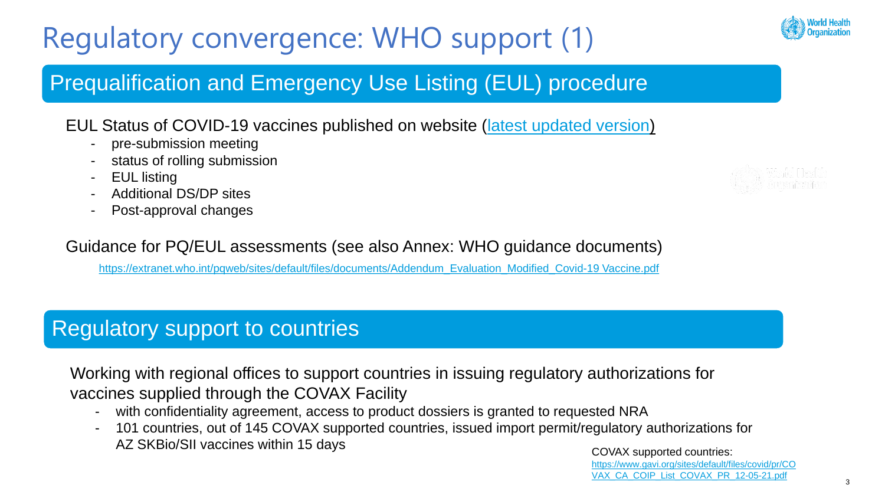# Regulatory convergence: WHO support (1)

## Prequalification and Emergency Use Listing (EUL) procedure

EUL Status of COVID-19 vaccines published on website (latest updated version)

- pre-submission meeting
- status of rolling submission
- EUL listing
- Additional DS/DP sites
- Post-approval changes

Guidance for PQ/EUL assessments (see also Annex: WHO guidance documents)

https://extranet.who.int/pqweb/sites/default/files/documents/Addendum_Evaluation_Modified_Covid-19 Vaccine.pdf

## Regulatory support to countries

Working with regional offices to support countries in issuing regulatory authorizations for vaccines supplied through the COVAX Facility

- with confidentiality agreement, access to product dossiers is granted to requested NRA
- 101 countries, out of 145 COVAX supported countries, issued import permit/regulatory authorizations for AZ SKBio/SII vaccines within 15 days

COVAX supported countries: https://www.gavi.org/sites/default/files/covid/pr/COVAX_CA_COIP_List_COVAX_PR_12-05-21.pdf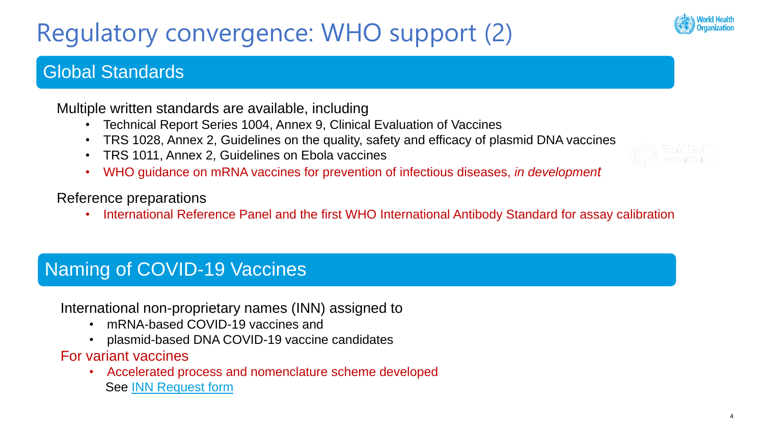# Regulatory convergence: WHO support (2)

## Global Standards

Multiple written standards are available, including

- Technical Report Series 1004, Annex 9, Clinical Evaluation of Vaccines
- TRS 1028, Annex 2, Guidelines on the quality, safety and efficacy of plasmid DNA vaccines
- TRS 1011, Annex 2, Guidelines on Ebola vaccines
- WHO guidance on mRNA vaccines for prevention of infectious diseases, *in development*

Reference preparations

- International Reference Panel and the first WHO International Antibody Standard for assay calibration

## Naming of COVID-19 Vaccines

International non-proprietary names (INN) assigned to

- mRNA-based COVID-19 vaccines and
- plasmid-based DNA COVID-19 vaccine candidates

For variant vaccines

- Accelerated process and nomenclature scheme developed
  See [INN Request form]()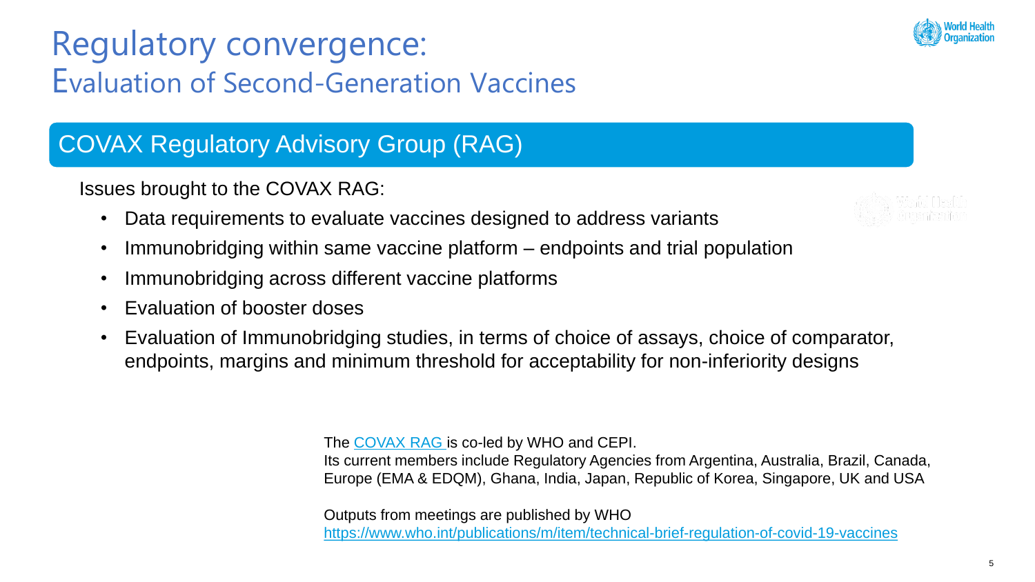# Regulatory convergence:
## Evaluation of Second-Generation Vaccines

### COVAX Regulatory Advisory Group (RAG)

Issues brought to the COVAX RAG:

- Data requirements to evaluate vaccines designed to address variants
- Immunobridging within same vaccine platform – endpoints and trial population
- Immunobridging across different vaccine platforms
- Evaluation of booster doses
- Evaluation of Immunobridging studies, in terms of choice of assays, choice of comparator, endpoints, margins and minimum threshold for acceptability for non-inferiority designs

The COVAX RAG is co-led by WHO and CEPI.
Its current members include Regulatory Agencies from Argentina, Australia, Brazil, Canada, Europe (EMA & EDQM), Ghana, India, Japan, Republic of Korea, Singapore, UK and USA

Outputs from meetings are published by WHO
https://www.who.int/publications/m/item/technical-brief-regulation-of-covid-19-vaccines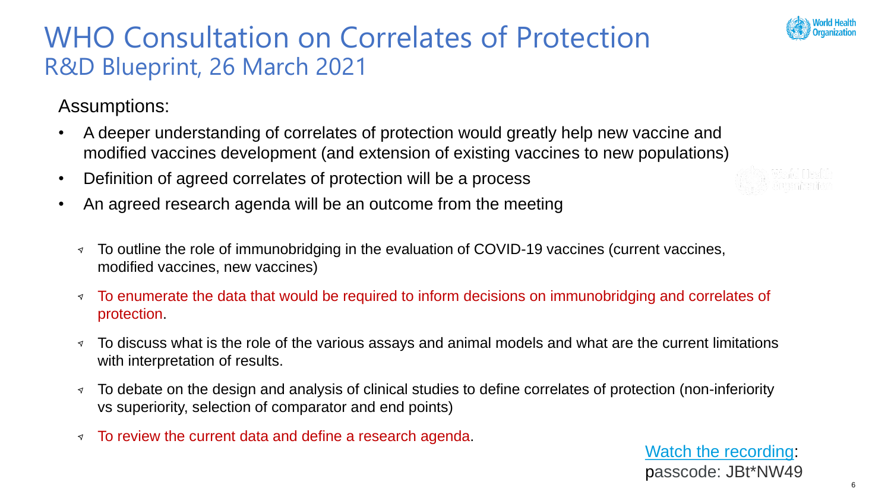# WHO Consultation on Correlates of Protection

## R&D Blueprint, 26 March 2021

Assumptions:

- A deeper understanding of correlates of protection would greatly help new vaccine and modified vaccines development (and extension of existing vaccines to new populations)
- Definition of agreed correlates of protection will be a process
- An agreed research agenda will be an outcome from the meeting

  - To outline the role of immunobridging in the evaluation of COVID-19 vaccines (current vaccines, modified vaccines, new vaccines)
  - To enumerate the data that would be required to inform decisions on immunobridging and correlates of protection.
  - To discuss what is the role of the various assays and animal models and what are the current limitations with interpretation of results.
  - To debate on the design and analysis of clinical studies to define correlates of protection (non-inferiority vs superiority, selection of comparator and end points)
  - To review the current data and define a research agenda.

Watch the recording: passcode: JBt*NW49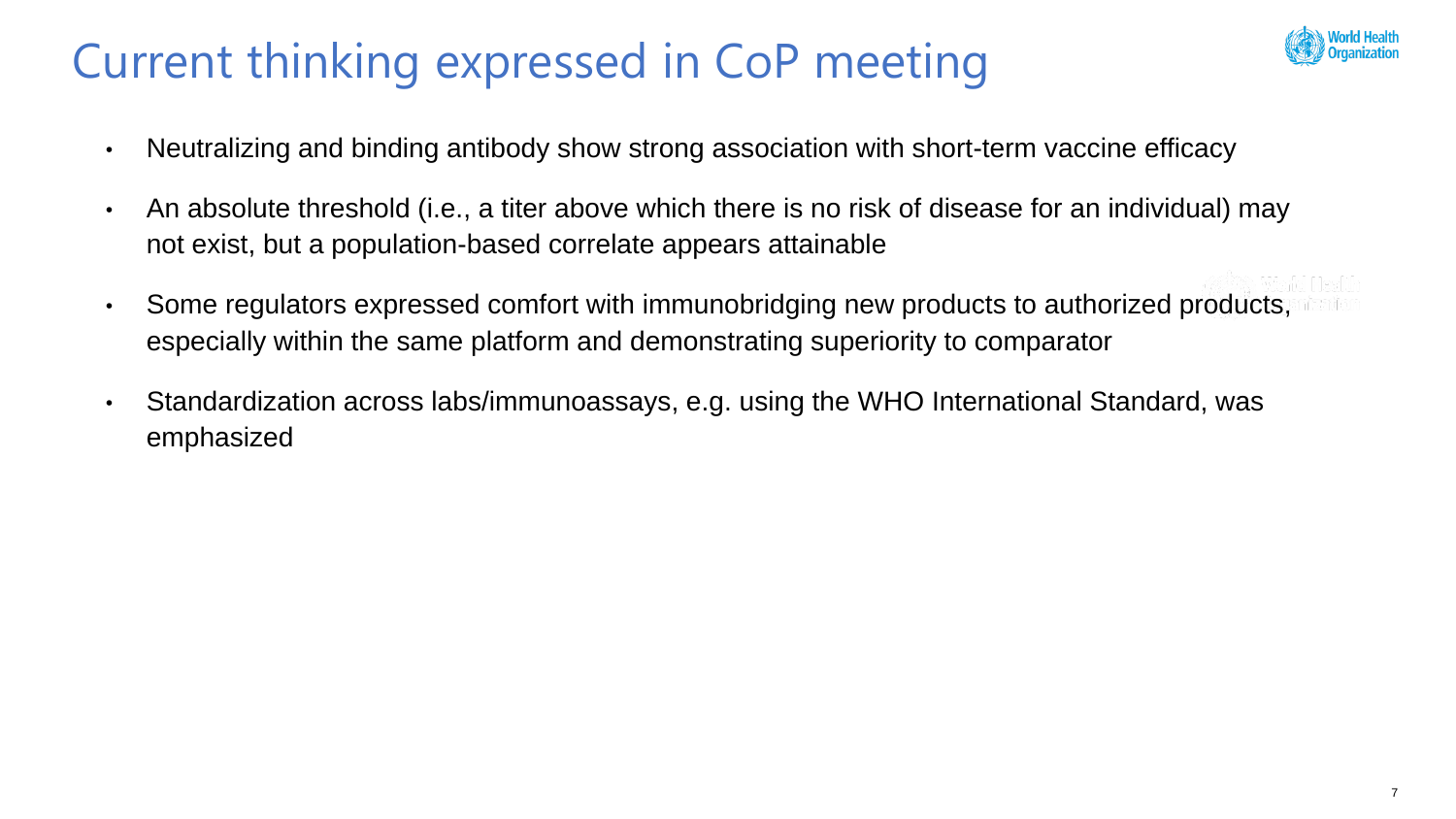# Current thinking expressed in CoP meeting

- Neutralizing and binding antibody show strong association with short-term vaccine efficacy
- An absolute threshold (i.e., a titer above which there is no risk of disease for an individual) may not exist, but a population-based correlate appears attainable
- Some regulators expressed comfort with immunobridging new products to authorized products, especially within the same platform and demonstrating superiority to comparator
- Standardization across labs/immunoassays, e.g. using the WHO International Standard, was emphasized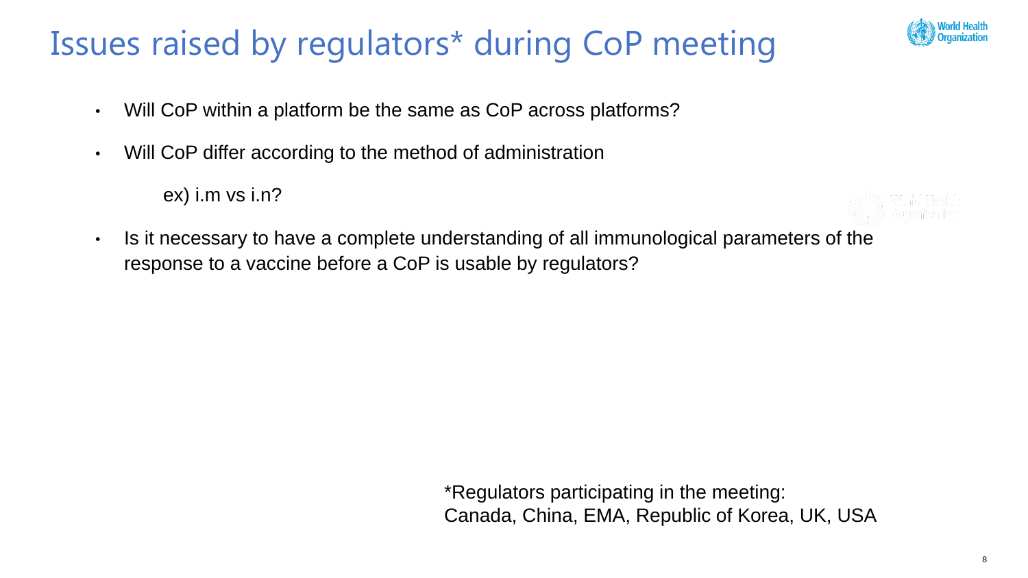# Issues raised by regulators* during CoP meeting

- Will CoP within a platform be the same as CoP across platforms?
- Will CoP differ according to the method of administration

  ex) i.m vs i.n?

- Is it necessary to have a complete understanding of all immunological parameters of the response to a vaccine before a CoP is usable by regulators?

*Regulators participating in the meeting:
Canada, China, EMA, Republic of Korea, UK, USA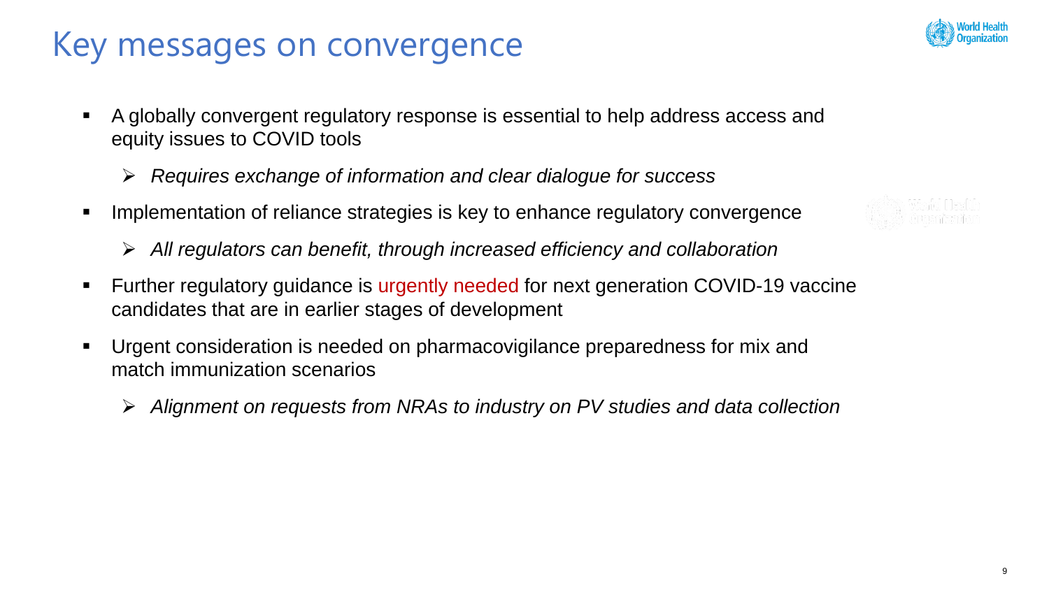# Key messages on convergence

- A globally convergent regulatory response is essential to help address access and equity issues to COVID tools
  - *Requires exchange of information and clear dialogue for success*
- Implementation of reliance strategies is key to enhance regulatory convergence
  - *All regulators can benefit, through increased efficiency and collaboration*
- Further regulatory guidance is urgently needed for next generation COVID-19 vaccine candidates that are in earlier stages of development
- Urgent consideration is needed on pharmacovigilance preparedness for mix and match immunization scenarios
  - *Alignment on requests from NRAs to industry on PV studies and data collection*